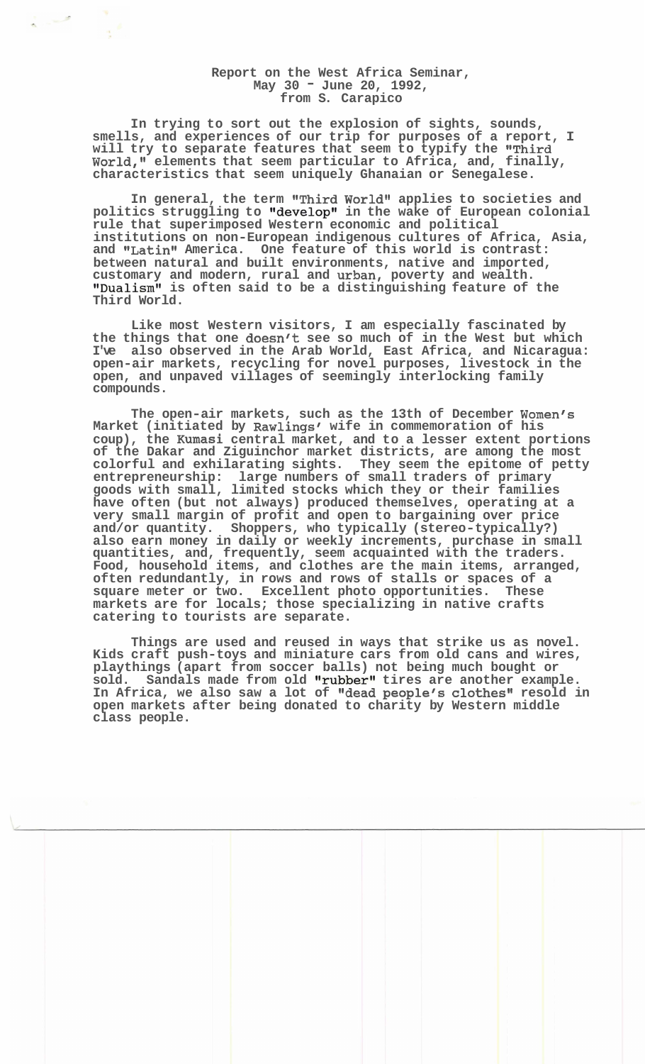Report on the West Africa Seminar,
May 30 - June 20, 1992,
from S. Carapico

In trying to sort out the explosion of sights, sounds, smells, and experiences of our trip for purposes of a report, I will try to separate features that seem to typify the "Third World," elements that seem particular to Africa, and, finally, characteristics that seem uniquely Ghanaian or Senegalese.

In general, the term "Third World" applies to societies and politics struggling to "develop" in the wake of European colonial rule that superimposed Western economic and political institutions on non-European indigenous cultures of Africa, Asia, and "Latin" America. One feature of this world is contrast: between natural and built environments, native and imported, customary and modern, rural and urban, poverty and wealth. "Dualism" is often said to be a distinguishing feature of the Third World.

Like most Western visitors, I am especially fascinated by the things that one doesn't see so much of in the West but which I've also observed in the Arab World, East Africa, and Nicaragua: open-air markets, recycling for novel purposes, livestock in the open, and unpaved villages of seemingly interlocking family compounds.

The open-air markets, such as the 13th of December Women's Market (initiated by Rawlings' wife in commemoration of his coup), the Kumasi central market, and to a lesser extent portions of the Dakar and Ziguinchor market districts, are among the most colorful and exhilarating sights. They seem the epitome of petty entrepreneurship: large numbers of small traders of primary goods with small, limited stocks which they or their families have often (but not always) produced themselves, operating at a very small margin of profit and open to bargaining over price and/or quantity. Shoppers, who typically (stereo-typically?) also earn money in daily or weekly increments, purchase in small quantities, and, frequently, seem acquainted with the traders. Food, household items, and clothes are the main items, arranged, often redundantly, in rows and rows of stalls or spaces of a square meter or two. Excellent photo opportunities. These markets are for locals; those specializing in native crafts catering to tourists are separate.

Things are used and reused in ways that strike us as novel. Kids craft push-toys and miniature cars from old cans and wires, playthings (apart from soccer balls) not being much bought or sold. Sandals made from old "rubber" tires are another example. In Africa, we also saw a lot of "dead people's clothes" resold in open markets after being donated to charity by Western middle class people.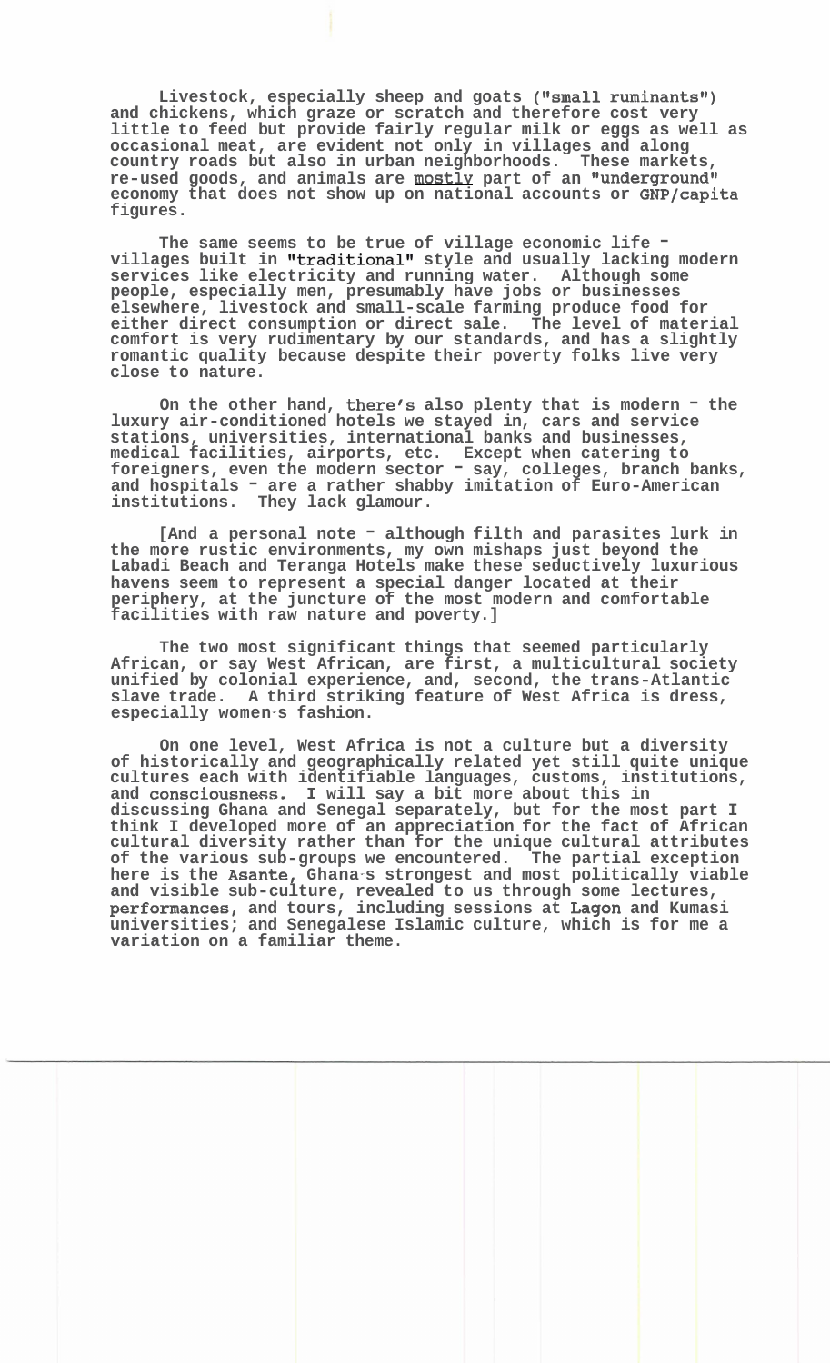Livestock, especially sheep and goats ("small ruminants") and chickens, which graze or scratch and therefore cost very little to feed but provide fairly regular milk or eggs as well as occasional meat, are evident not only in villages and along country roads but also in urban neighborhoods. These markets, re-used goods, and animals are mostly part of an "underground" economy that does not show up on national accounts or GNP/capita figures.

The same seems to be true of village economic life - villages built in "traditional" style and usually lacking modern services like electricity and running water. Although some people, especially men, presumably have jobs or businesses elsewhere, livestock and small-scale farming produce food for either direct consumption or direct sale. The level of material comfort is very rudimentary by our standards, and has a slightly romantic quality because despite their poverty folks live very close to nature.

On the other hand, there's also plenty that is modern - the luxury air-conditioned hotels we stayed in, cars and service stations, universities, international banks and businesses, medical facilities, airports, etc. Except when catering to foreigners, even the modern sector - say, colleges, branch banks, and hospitals - are a rather shabby imitation of Euro-American institutions. They lack glamour.

[And a personal note - although filth and parasites lurk in the more rustic environments, my own mishaps just beyond the Labadi Beach and Teranga Hotels make these seductively luxurious havens seem to represent a special danger located at their periphery, at the juncture of the most modern and comfortable facilities with raw nature and poverty.]

The two most significant things that seemed particularly African, or say West African, are first, a multicultural society unified by colonial experience, and, second, the trans-Atlantic slave trade. A third striking feature of West Africa is dress, especially women's fashion.

On one level, West Africa is not a culture but a diversity of historically and geographically related yet still quite unique cultures each with identifiable languages, customs, institutions, and consciousness. I will say a bit more about this in discussing Ghana and Senegal separately, but for the most part I think I developed more of an appreciation for the fact of African cultural diversity rather than for the unique cultural attributes of the various sub-groups we encountered. The partial exception here is the Asante, Ghana's strongest and most politically viable and visible sub-culture, revealed to us through some lectures, performances, and tours, including sessions at Lagon and Kumasi universities; and Senegalese Islamic culture, which is for me a variation on a familiar theme.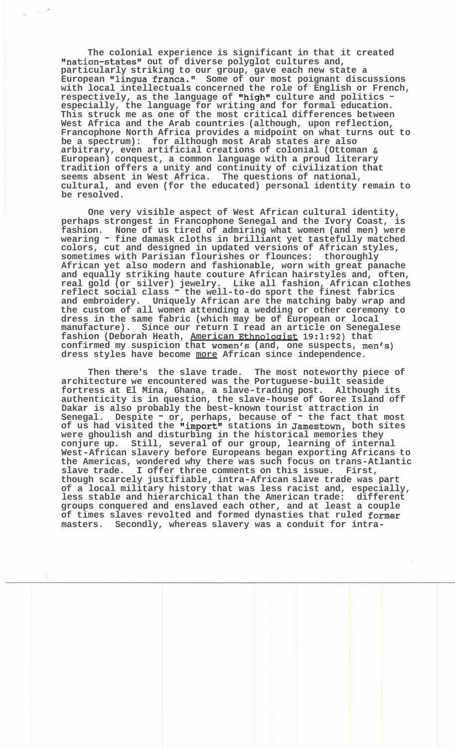The colonial experience is significant in that it created "nation-states" out of diverse polyglot cultures and, particularly striking to our group, gave each new state a European "lingua franca." Some of our most poignant discussions with local intellectuals concerned the role of English or French, respectively, as the language of "high" culture and politics - especially, the language for writing and for formal education. This struck me as one of the most critical differences between West Africa and the Arab countries (although, upon reflection, Francophone North Africa provides a midpoint on what turns out to be a spectrum): for although most Arab states are also arbitrary, even artificial creations of colonial (Ottoman & European) conquest, a common language with a proud literary tradition offers a unity and continuity of civilization that seems absent in West Africa. The questions of national, cultural, and even (for the educated) personal identity remain to be resolved.

One very visible aspect of West African cultural identity, perhaps strongest in Francophone Senegal and the Ivory Coast, is fashion. None of us tired of admiring what women (and men) were wearing - fine damask cloths in brilliant yet tastefully matched colors, cut and designed in updated versions of African styles, sometimes with Parisian flourishes or flounces: thoroughly African yet also modern and fashionable, worn with great panache and equally striking haute couture African hairstyles and, often, real gold (or silver) jewelry. Like all fashion, African clothes reflect social class - the well-to-do sport the finest fabrics and embroidery. Uniquely African are the matching baby wrap and the custom of all women attending a wedding or other ceremony to dress in the same fabric (which may be of European or local manufacture). Since our return I read an article on Senegalese fashion (Deborah Heath, American Ethnologist 19:1:92) that confirmed my suspicion that women's (and, one suspects, men's) dress styles have become more African since independence.

Then there's the slave trade. The most noteworthy piece of architecture we encountered was the Portuguese-built seaside fortress at El Mina, Ghana, a slave-trading post. Although its authenticity is in question, the slave-house of Goree Island off Dakar is also probably the best-known tourist attraction in Senegal. Despite - or, perhaps, because of - the fact that most of us had visited the "import" stations in Jamestown, both sites were ghoulish and disturbing in the historical memories they conjure up. Still, several of our group, learning of internal West-African slavery before Europeans began exporting Africans to the Americas, wondered why there was such focus on trans-Atlantic slave trade. I offer three comments on this issue. First, though scarcely justifiable, intra-African slave trade was part of a local military history that was less racist and, especially, less stable and hierarchical than the American trade: different groups conquered and enslaved each other, and at least a couple of times slaves revolted and formed dynasties that ruled former masters. Secondly, whereas slavery was a conduit for intra-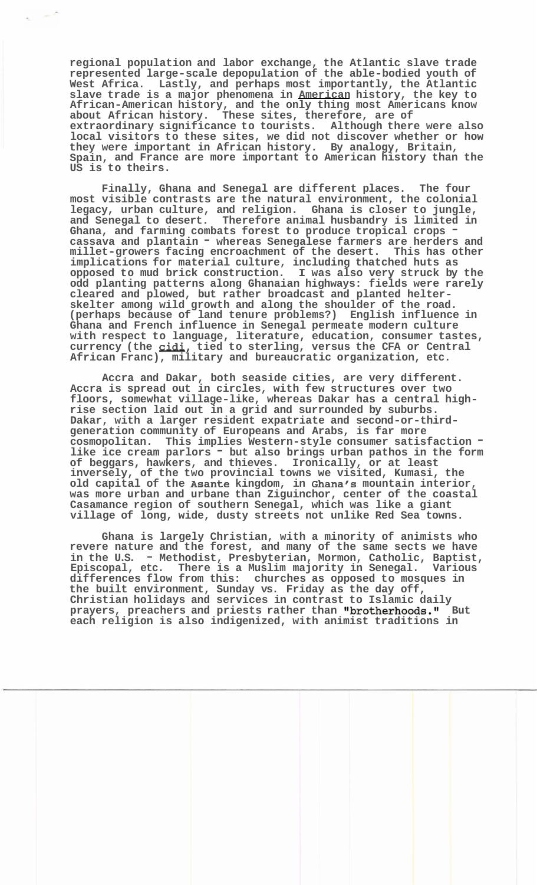regional population and labor exchange, the Atlantic slave trade represented large-scale depopulation of the able-bodied youth of West Africa. Lastly, and perhaps most importantly, the Atlantic slave trade is a major phenomena in <u>American</u> history, the key to African-American history, and the only thing most Americans know about African history. These sites, therefore, are of extraordinary significance to tourists. Although there were also local visitors to these sites, we did not discover whether or how they were important in African history. By analogy, Britain, Spain, and France are more important to American history than the US is to theirs.

Finally, Ghana and Senegal are different places. The four most visible contrasts are the natural environment, the colonial legacy, urban culture, and religion. Ghana is closer to jungle, and Senegal to desert. Therefore animal husbandry is limited in Ghana, and farming combats forest to produce tropical crops - cassava and plantain - whereas Senegalese farmers are herders and millet-growers facing encroachment of the desert. This has other implications for material culture, including thatched huts as opposed to mud brick construction. I was also very struck by the odd planting patterns along Ghanaian highways: fields were rarely cleared and plowed, but rather broadcast and planted helter-skelter among wild growth and along the shoulder of the road. (perhaps because of land tenure problems?) English influence in Ghana and French influence in Senegal permeate modern culture with respect to language, literature, education, consumer tastes, currency (the <u>cidi</u>, tied to sterling, versus the CFA or Central African Franc), military and bureaucratic organization, etc.

Accra and Dakar, both seaside cities, are very different. Accra is spread out in circles, with few structures over two floors, somewhat village-like, whereas Dakar has a central high-rise section laid out in a grid and surrounded by suburbs. Dakar, with a larger resident expatriate and second-or-third-generation community of Europeans and Arabs, is far more cosmopolitan. This implies Western-style consumer satisfaction - like ice cream parlors - but also brings urban pathos in the form of beggars, hawkers, and thieves. Ironically, or at least inversely, of the two provincial towns we visited, Kumasi, the old capital of the Asante kingdom, in Ghana's mountain interior, was more urban and urbane than Ziguinchor, center of the coastal Casamance region of southern Senegal, which was like a giant village of long, wide, dusty streets not unlike Red Sea towns.

Ghana is largely Christian, with a minority of animists who revere nature and the forest, and many of the same sects we have in the U.S. - Methodist, Presbyterian, Mormon, Catholic, Baptist, Episcopal, etc. There is a Muslim majority in Senegal. Various differences flow from this: churches as opposed to mosques in the built environment, Sunday vs. Friday as the day off, Christian holidays and services in contrast to Islamic daily prayers, preachers and priests rather than "brotherhoods." But each religion is also indigenized, with animist traditions in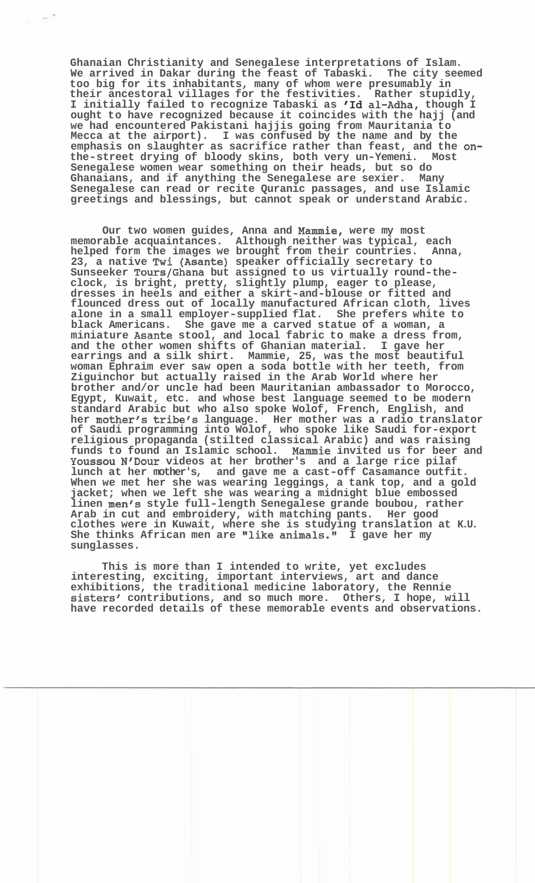Ghanaian Christianity and Senegalese interpretations of Islam. We arrived in Dakar during the feast of Tabaski. The city seemed too big for its inhabitants, many of whom were presumably in their ancestoral villages for the festivities. Rather stupidly, I initially failed to recognize Tabaski as 'Id al-Adha, though I ought to have recognized because it coincides with the hajj (and we had encountered Pakistani hajjis going from Mauritania to Mecca at the airport). I was confused by the name and by the emphasis on slaughter as sacrifice rather than feast, and the on-the-street drying of bloody skins, both very un-Yemeni. Most Senegalese women wear something on their heads, but so do Ghanaians, and if anything the Senegalese are sexier. Many Senegalese can read or recite Quranic passages, and use Islamic greetings and blessings, but cannot speak or understand Arabic.

Our two women guides, Anna and Mammie, were my most memorable acquaintances. Although neither was typical, each helped form the images we brought from their countries. Anna, 23, a native Twi (Asante) speaker officially secretary to Sunseeker Tours/Ghana but assigned to us virtually round-the-clock, is bright, pretty, slightly plump, eager to please, dresses in heels and either a skirt-and-blouse or fitted and flounced dress out of locally manufactured African cloth, lives alone in a small employer-supplied flat. She prefers white to black Americans. She gave me a carved statue of a woman, a miniature Asante stool, and local fabric to make a dress from, and the other women shifts of Ghanian material. I gave her earrings and a silk shirt. Mammie, 25, was the most beautiful woman Ephraim ever saw open a soda bottle with her teeth, from Ziguinchor but actually raised in the Arab World where her brother and/or uncle had been Mauritanian ambassador to Morocco, Egypt, Kuwait, etc. and whose best language seemed to be modern standard Arabic but who also spoke Wolof, French, English, and her mother's tribe's language. Her mother was a radio translator of Saudi programming into Wolof, who spoke like Saudi for-export religious propaganda (stilted classical Arabic) and was raising funds to found an Islamic school. Mammie invited us for beer and Youssou N'Dour videos at her brother's and a large rice pilaf lunch at her mother's, and gave me a cast-off Casamance outfit. When we met her she was wearing leggings, a tank top, and a gold jacket; when we left she was wearing a midnight blue embossed linen men's style full-length Senegalese grande boubou, rather Arab in cut and embroidery, with matching pants. Her good clothes were in Kuwait, where she is studying translation at K.U. She thinks African men are "like animals." I gave her my sunglasses.

This is more than I intended to write, yet excludes interesting, exciting, important interviews, art and dance exhibitions, the traditional medicine laboratory, the Rennie sisters' contributions, and so much more. Others, I hope, will have recorded details of these memorable events and observations.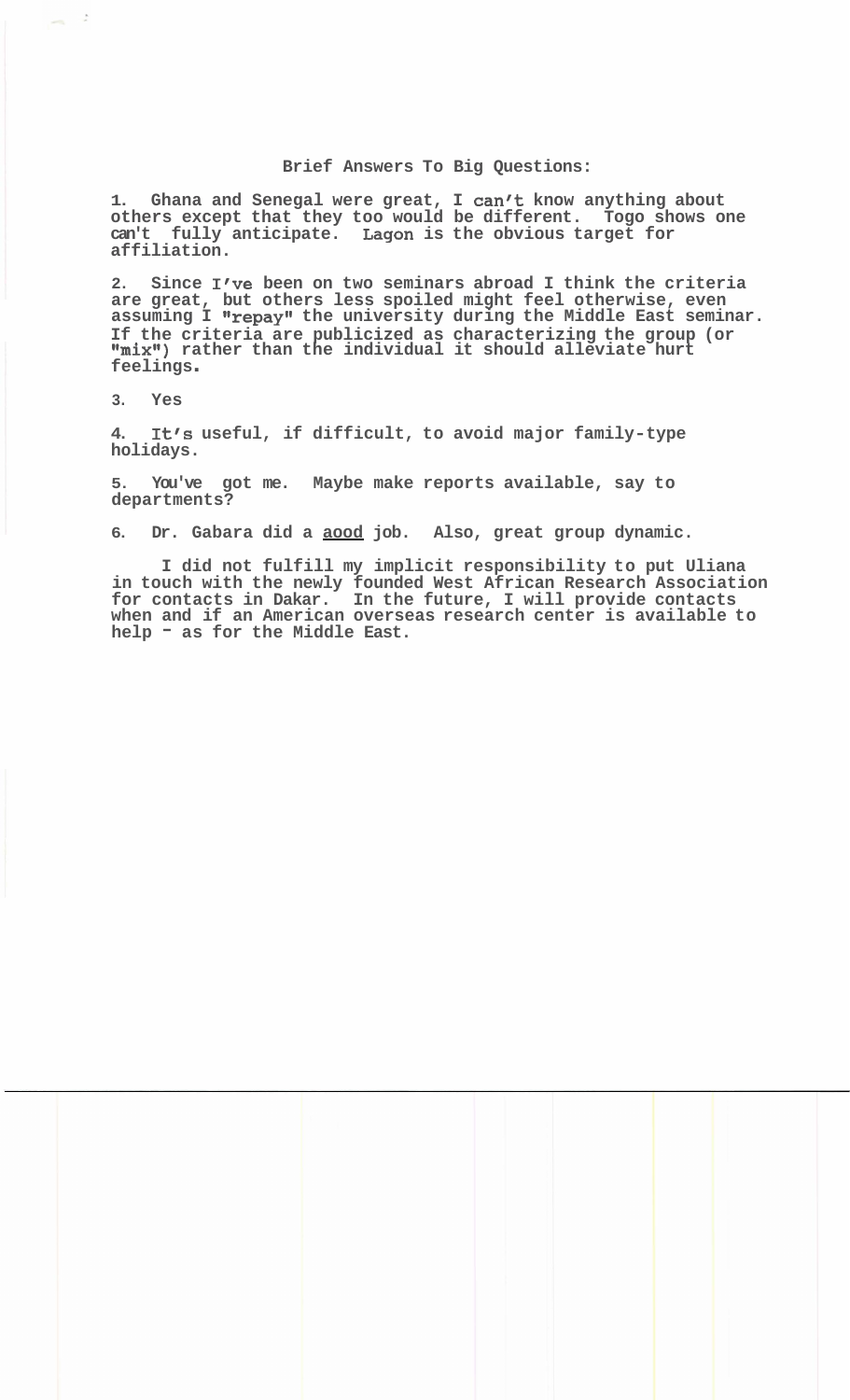**Brief Answers To Big Questions:**

1. Ghana and Senegal were great, I can't know anything about others except that they too would be different. Togo shows one can't fully anticipate. Lagon is the obvious target for affiliation.

2. Since I've been on two seminars abroad I think the criteria are great, but others less spoiled might feel otherwise, even assuming I "repay" the university during the Middle East seminar. If the criteria are publicized as characterizing the group (or "mix") rather than the individual it should alleviate hurt feelings.

3. Yes

4. It's useful, if difficult, to avoid major family-type holidays.

5. You've got me. Maybe make reports available, say to departments?

6. Dr. Gabara did a <u>aood</u> job. Also, great group dynamic.

I did not fulfill my implicit responsibility to put Uliana in touch with the newly founded West African Research Association for contacts in Dakar. In the future, I will provide contacts when and if an American overseas research center is available to help - as for the Middle East.